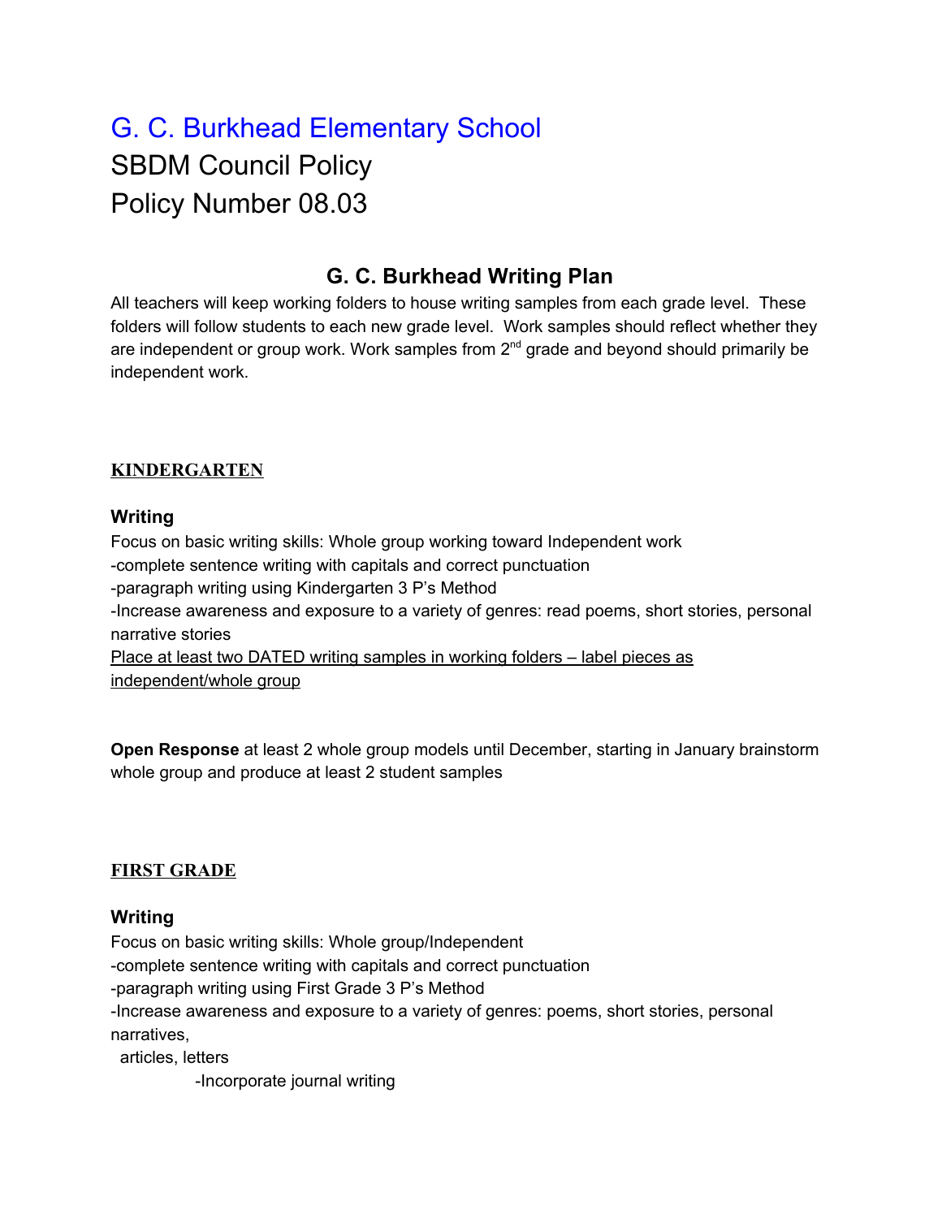# G. C. Burkhead Elementary School

# SBDM Council Policy

# Policy Number 08.03

## G. C. Burkhead Writing Plan

All teachers will keep working folders to house writing samples from each grade level. These folders will follow students to each new grade level. Work samples should reflect whether they are independent or group work. Work samples from 2nd grade and beyond should primarily be independent work.

### KINDERGARTEN

**Writing**

Focus on basic writing skills: Whole group working toward Independent work

-complete sentence writing with capitals and correct punctuation

-paragraph writing using Kindergarten 3 P's Method

-Increase awareness and exposure to a variety of genres: read poems, short stories, personal narrative stories

Place at least two DATED writing samples in working folders – label pieces as independent/whole group

**Open Response** at least 2 whole group models until December, starting in January brainstorm whole group and produce at least 2 student samples

### FIRST GRADE

**Writing**

Focus on basic writing skills: Whole group/Independent

-complete sentence writing with capitals and correct punctuation

-paragraph writing using First Grade 3 P's Method

-Increase awareness and exposure to a variety of genres: poems, short stories, personal narratives,
articles, letters

-Incorporate journal writing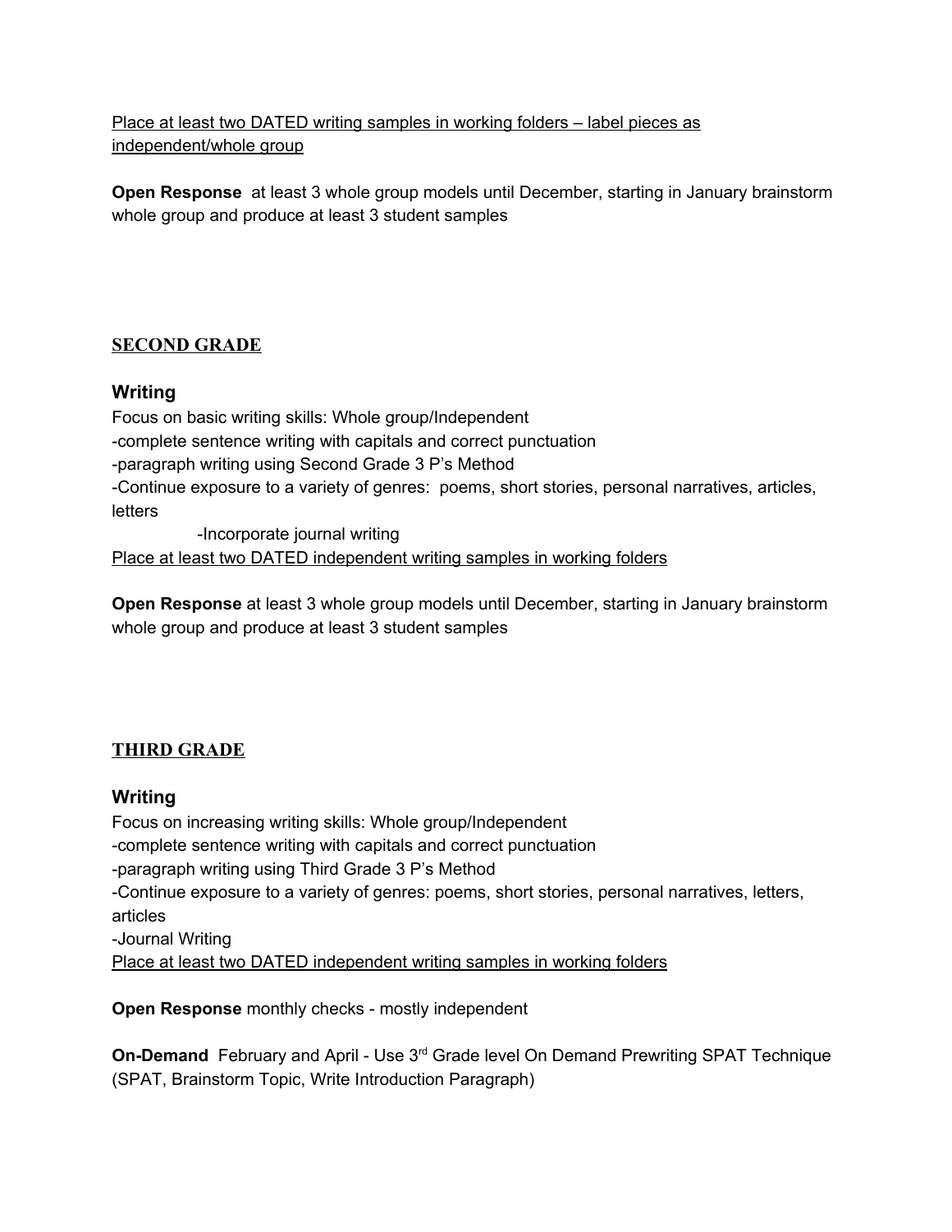<u>Place at least two DATED writing samples in working folders – label pieces as independent/whole group</u>

**Open Response** at least 3 whole group models until December, starting in January brainstorm whole group and produce at least 3 student samples

## <u>SECOND GRADE</u>

### Writing

Focus on basic writing skills: Whole group/Independent
-complete sentence writing with capitals and correct punctuation
-paragraph writing using Second Grade 3 P's Method
-Continue exposure to a variety of genres: poems, short stories, personal narratives, articles, letters
    -Incorporate journal writing

<u>Place at least two DATED independent writing samples in working folders</u>

**Open Response** at least 3 whole group models until December, starting in January brainstorm whole group and produce at least 3 student samples

## <u>THIRD GRADE</u>

### Writing

Focus on increasing writing skills: Whole group/Independent
-complete sentence writing with capitals and correct punctuation
-paragraph writing using Third Grade 3 P's Method
-Continue exposure to a variety of genres: poems, short stories, personal narratives, letters, articles
-Journal Writing

<u>Place at least two DATED independent writing samples in working folders</u>

**Open Response** monthly checks - mostly independent

**On-Demand** February and April - Use 3rd Grade level On Demand Prewriting SPAT Technique (SPAT, Brainstorm Topic, Write Introduction Paragraph)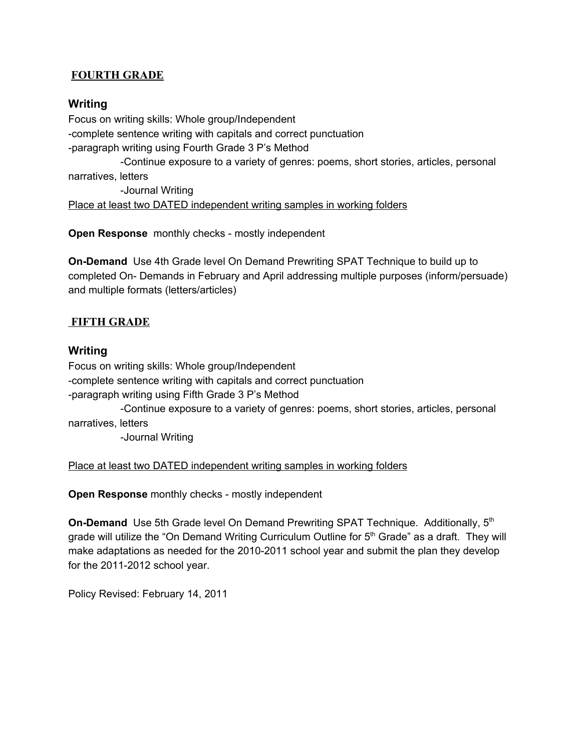## FOURTH GRADE

### Writing

Focus on writing skills: Whole group/Independent
-complete sentence writing with capitals and correct punctuation
-paragraph writing using Fourth Grade 3 P's Method

-Continue exposure to a variety of genres: poems, short stories, articles, personal narratives, letters

-Journal Writing

Place at least two DATED independent writing samples in working folders

**Open Response** monthly checks - mostly independent

**On-Demand** Use 4th Grade level On Demand Prewriting SPAT Technique to build up to completed On- Demands in February and April addressing multiple purposes (inform/persuade) and multiple formats (letters/articles)

## FIFTH GRADE

### Writing

Focus on writing skills: Whole group/Independent
-complete sentence writing with capitals and correct punctuation
-paragraph writing using Fifth Grade 3 P's Method

-Continue exposure to a variety of genres: poems, short stories, articles, personal narratives, letters

-Journal Writing

Place at least two DATED independent writing samples in working folders

**Open Response** monthly checks - mostly independent

**On-Demand** Use 5th Grade level On Demand Prewriting SPAT Technique. Additionally, 5th grade will utilize the "On Demand Writing Curriculum Outline for 5th Grade" as a draft. They will make adaptations as needed for the 2010-2011 school year and submit the plan they develop for the 2011-2012 school year.

Policy Revised: February 14, 2011